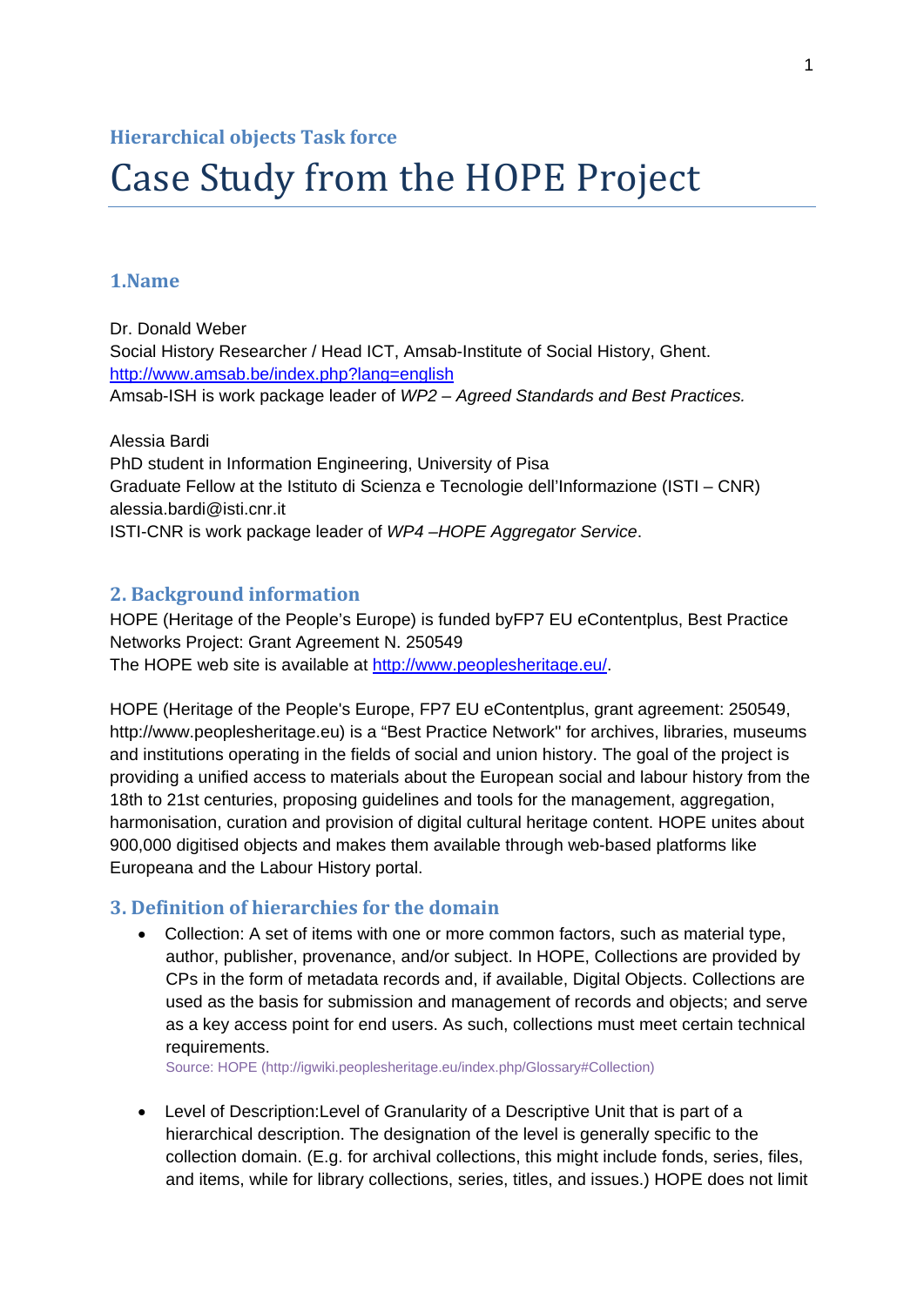### Hierarchical objects Task force

# Case Study from the HOPE Project

## 1.Name

Dr. Donald Weber
Social History Researcher / Head ICT, Amsab-Institute of Social History, Ghent.
[http://www.amsab.be/index.php?lang=english](http://www.amsab.be/index.php?lang=english)
Amsab-ISH is work package leader of *WP2 – Agreed Standards and Best Practices.*

Alessia Bardi
PhD student in Information Engineering, University of Pisa
Graduate Fellow at the Istituto di Scienza e Tecnologie dell'Informazione (ISTI – CNR)
alessia.bardi@isti.cnr.it
ISTI-CNR is work package leader of *WP4 –HOPE Aggregator Service*.

## 2. Background information

HOPE (Heritage of the People's Europe) is funded byFP7 EU eContentplus, Best Practice Networks Project: Grant Agreement N. 250549
The HOPE web site is available at [http://www.peoplesheritage.eu/](http://www.peoplesheritage.eu/).

HOPE (Heritage of the People's Europe, FP7 EU eContentplus, grant agreement: 250549, http://www.peoplesheritage.eu) is a "Best Practice Network" for archives, libraries, museums and institutions operating in the fields of social and union history. The goal of the project is providing a unified access to materials about the European social and labour history from the 18th to 21st centuries, proposing guidelines and tools for the management, aggregation, harmonisation, curation and provision of digital cultural heritage content. HOPE unites about 900,000 digitised objects and makes them available through web-based platforms like Europeana and the Labour History portal.

## 3. Definition of hierarchies for the domain

- Collection: A set of items with one or more common factors, such as material type, author, publisher, provenance, and/or subject. In HOPE, Collections are provided by CPs in the form of metadata records and, if available, Digital Objects. Collections are used as the basis for submission and management of records and objects; and serve as a key access point for end users. As such, collections must meet certain technical requirements.
  Source: HOPE (http://igwiki.peoplesheritage.eu/index.php/Glossary#Collection)

- Level of Description:Level of Granularity of a Descriptive Unit that is part of a hierarchical description. The designation of the level is generally specific to the collection domain. (E.g. for archival collections, this might include fonds, series, files, and items, while for library collections, series, titles, and issues.) HOPE does not limit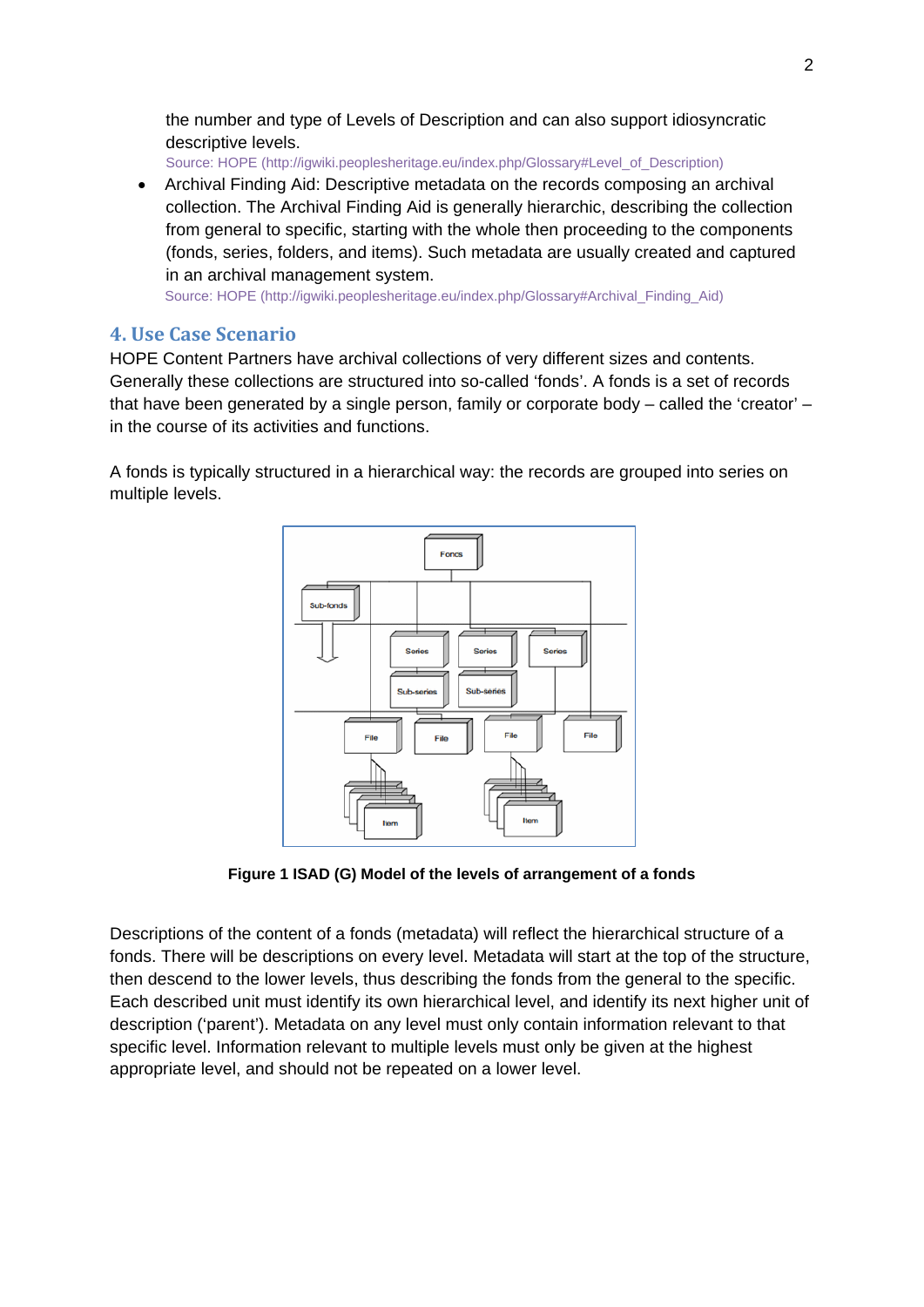the number and type of Levels of Description and can also support idiosyncratic descriptive levels.
Source: HOPE (http://igwiki.peoplesheritage.eu/index.php/Glossary#Level_of_Description)

- Archival Finding Aid: Descriptive metadata on the records composing an archival collection. The Archival Finding Aid is generally hierarchic, describing the collection from general to specific, starting with the whole then proceeding to the components (fonds, series, folders, and items). Such metadata are usually created and captured in an archival management system.
  Source: HOPE (http://igwiki.peoplesheritage.eu/index.php/Glossary#Archival_Finding_Aid)

## 4. Use Case Scenario

HOPE Content Partners have archival collections of very different sizes and contents. Generally these collections are structured into so-called 'fonds'. A fonds is a set of records that have been generated by a single person, family or corporate body – called the 'creator' – in the course of its activities and functions.

A fonds is typically structured in a hierarchical way: the records are grouped into series on multiple levels.

**Figure 1 ISAD (G) Model of the levels of arrangement of a fonds**

Descriptions of the content of a fonds (metadata) will reflect the hierarchical structure of a fonds. There will be descriptions on every level. Metadata will start at the top of the structure, then descend to the lower levels, thus describing the fonds from the general to the specific. Each described unit must identify its own hierarchical level, and identify its next higher unit of description ('parent'). Metadata on any level must only contain information relevant to that specific level. Information relevant to multiple levels must only be given at the highest appropriate level, and should not be repeated on a lower level.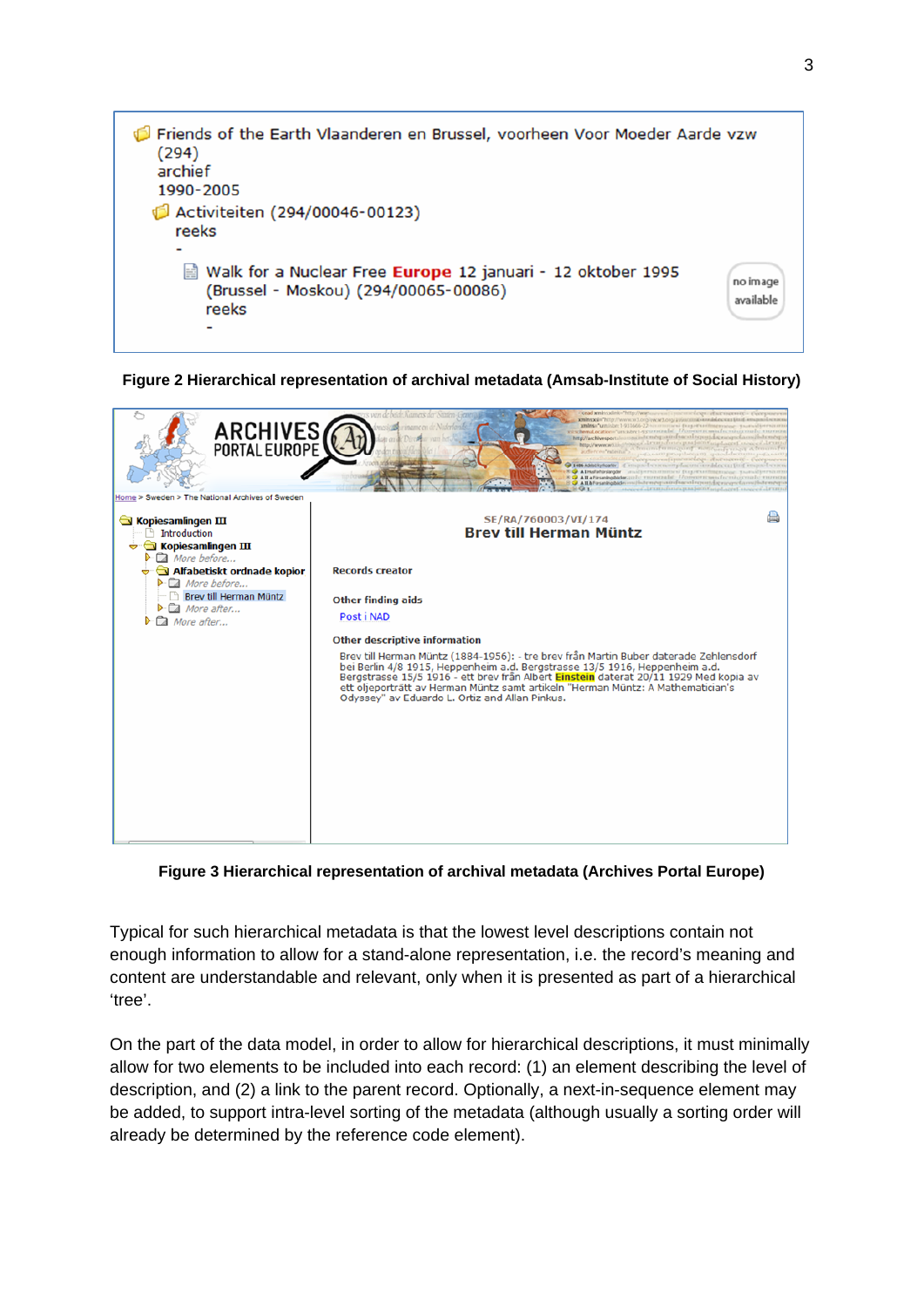Friends of the Earth Vlaanderen en Brussel, voorheen Voor Moeder Aarde vzw (294)
archief
1990-2005

Activiteiten (294/00046-00123)
reeks
-

Walk for a Nuclear Free **Europe** 12 januari - 12 oktober 1995 (Brussel - Moskou) (294/00065-00086)
reeks
-

no image available

**Figure 2 Hierarchical representation of archival metadata (Amsab-Institute of Social History)**

ARCHIVES PORTAL EUROPE

Home > Sweden > The National Archives of Sweden

- Kopiesamlingen III
  - Introduction
  - Kopiesamlingen III
    - More before...
    - Alfabetiskt ordnade kopior
      - More before...
      - Brev till Herman Müntz
      - More after...
    - More after...

SE/RA/760003/VI/174
**Brev till Herman Müntz**

Records creator

Other finding aids
Post i NAD

Other descriptive information
Brev till Herman Müntz (1884-1956): - tre brev från Martin Buber daterade Zehlensdorf bei Berlin 4/8 1915, Heppenheim a.d. Bergstrasse 13/5 1916, Heppenheim a.d. Bergstrasse 15/5 1916 - ett brev från Albert Einstein daterat 20/11 1929 Med kopia av ett oljeporträtt av Herman Müntz samt artikeln "Herman Müntz: A Mathematician's Odyssey" av Eduardo L. Ortiz and Allan Pinkus.

**Figure 3 Hierarchical representation of archival metadata (Archives Portal Europe)**

Typical for such hierarchical metadata is that the lowest level descriptions contain not enough information to allow for a stand-alone representation, i.e. the record's meaning and content are understandable and relevant, only when it is presented as part of a hierarchical 'tree'.

On the part of the data model, in order to allow for hierarchical descriptions, it must minimally allow for two elements to be included into each record: (1) an element describing the level of description, and (2) a link to the parent record. Optionally, a next-in-sequence element may be added, to support intra-level sorting of the metadata (although usually a sorting order will already be determined by the reference code element).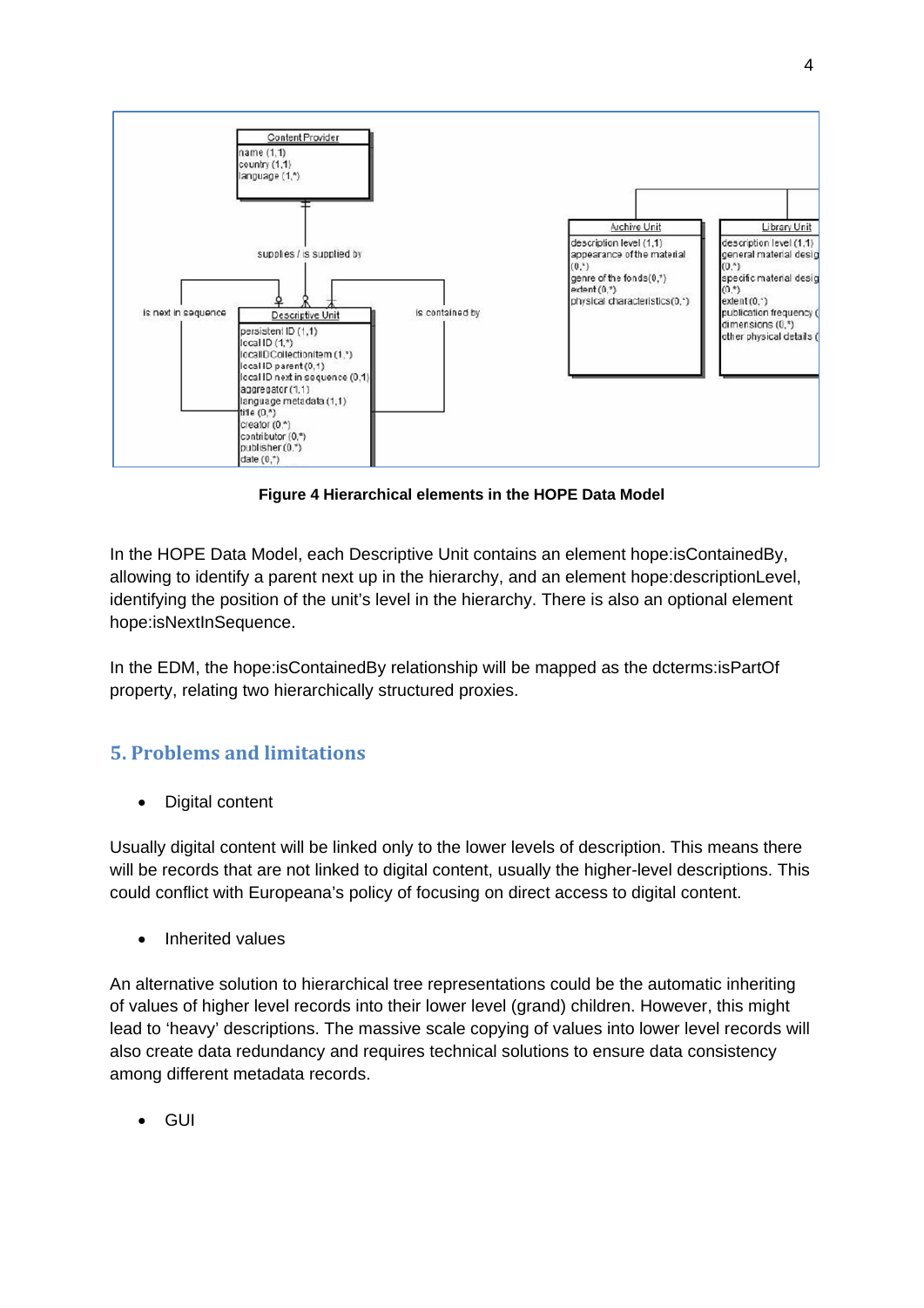**Figure 4 Hierarchical elements in the HOPE Data Model**

In the HOPE Data Model, each Descriptive Unit contains an element hope:isContainedBy, allowing to identify a parent next up in the hierarchy, and an element hope:descriptionLevel, identifying the position of the unit's level in the hierarchy. There is also an optional element hope:isNextInSequence.

In the EDM, the hope:isContainedBy relationship will be mapped as the dcterms:isPartOf property, relating two hierarchically structured proxies.

## 5. Problems and limitations

- Digital content

Usually digital content will be linked only to the lower levels of description. This means there will be records that are not linked to digital content, usually the higher-level descriptions. This could conflict with Europeana's policy of focusing on direct access to digital content.

- Inherited values

An alternative solution to hierarchical tree representations could be the automatic inheriting of values of higher level records into their lower level (grand) children. However, this might lead to 'heavy' descriptions. The massive scale copying of values into lower level records will also create data redundancy and requires technical solutions to ensure data consistency among different metadata records.

- GUI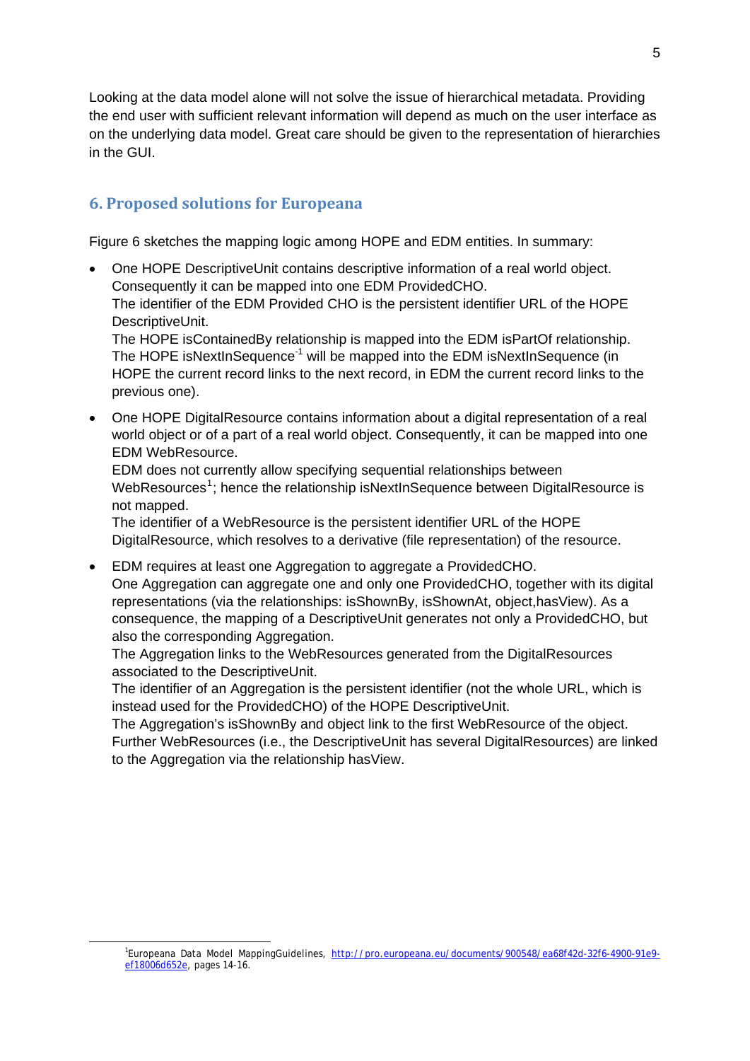Looking at the data model alone will not solve the issue of hierarchical metadata. Providing the end user with sufficient relevant information will depend as much on the user interface as on the underlying data model. Great care should be given to the representation of hierarchies in the GUI.

## 6. Proposed solutions for Europeana

Figure 6 sketches the mapping logic among HOPE and EDM entities. In summary:

- One HOPE DescriptiveUnit contains descriptive information of a real world object. Consequently it can be mapped into one EDM ProvidedCHO.
  The identifier of the EDM Provided CHO is the persistent identifier URL of the HOPE DescriptiveUnit.
  The HOPE isContainedBy relationship is mapped into the EDM isPartOf relationship. The HOPE isNextInSequence$^{-1}$ will be mapped into the EDM isNextInSequence (in HOPE the current record links to the next record, in EDM the current record links to the previous one).

- One HOPE DigitalResource contains information about a digital representation of a real world object or of a part of a real world object. Consequently, it can be mapped into one EDM WebResource.
  EDM does not currently allow specifying sequential relationships between WebResources[1]; hence the relationship isNextInSequence between DigitalResource is not mapped.
  The identifier of a WebResource is the persistent identifier URL of the HOPE DigitalResource, which resolves to a derivative (file representation) of the resource.

- EDM requires at least one Aggregation to aggregate a ProvidedCHO.
  One Aggregation can aggregate one and only one ProvidedCHO, together with its digital representations (via the relationships: isShownBy, isShownAt, object,hasView). As a consequence, the mapping of a DescriptiveUnit generates not only a ProvidedCHO, but also the corresponding Aggregation.
  The Aggregation links to the WebResources generated from the DigitalResources associated to the DescriptiveUnit.
  The identifier of an Aggregation is the persistent identifier (not the whole URL, which is instead used for the ProvidedCHO) of the HOPE DescriptiveUnit.
  The Aggregation's isShownBy and object link to the first WebResource of the object. Further WebResources (i.e., the DescriptiveUnit has several DigitalResources) are linked to the Aggregation via the relationship hasView.

[1]Europeana Data Model MappingGuidelines, http://pro.europeana.eu/documents/900548/ea68f42d-32f6-4900-91e9-ef18006d652e, pages 14-16.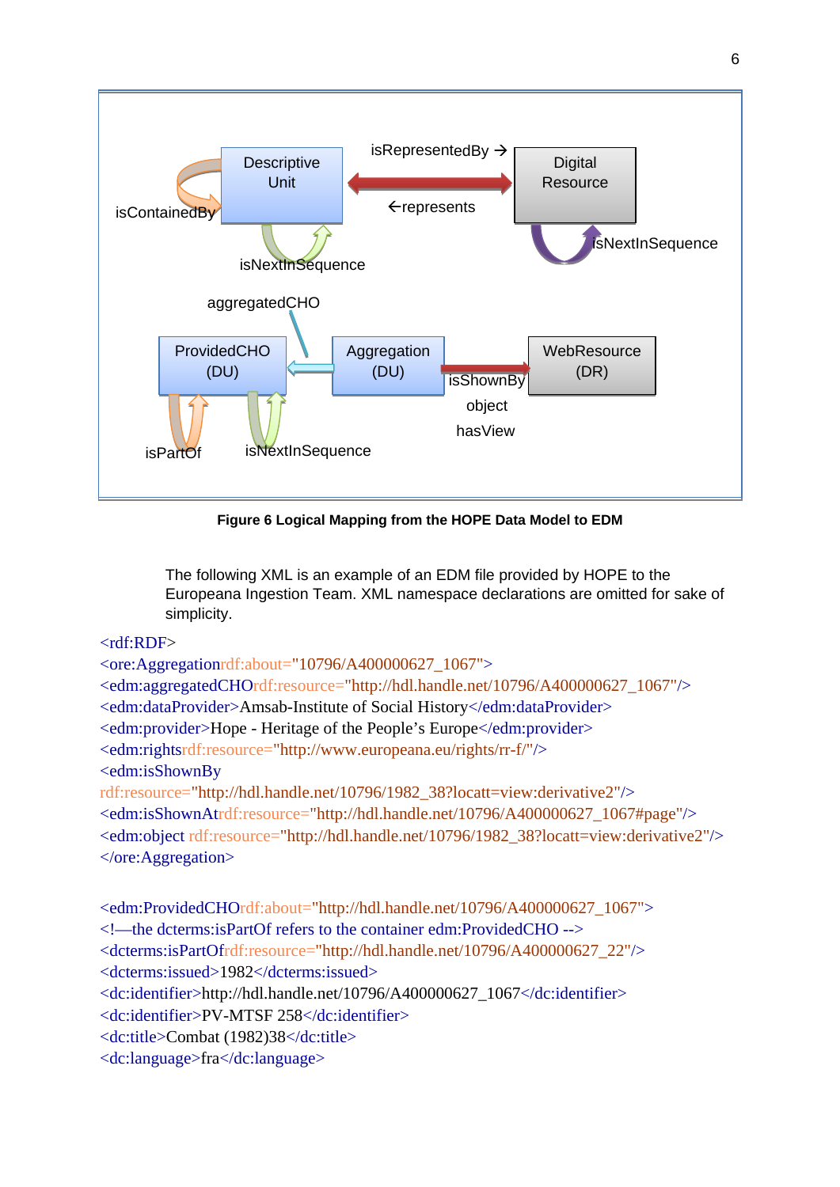**Figure 6 Logical Mapping from the HOPE Data Model to EDM**

The following XML is an example of an EDM file provided by HOPE to the Europeana Ingestion Team. XML namespace declarations are omitted for sake of simplicity.

```
<rdf:RDF>
<ore:Aggregationrdf:about="10796/A400000627_1067">
<edm:aggregatedCHOrdf:resource="http://hdl.handle.net/10796/A400000627_1067"/>
<edm:dataProvider>Amsab-Institute of Social History</edm:dataProvider>
<edm:provider>Hope - Heritage of the People’s Europe</edm:provider>
<edm:rightsrdf:resource="http://www.europeana.eu/rights/rr-f/"/>
<edm:isShownBy
rdf:resource="http://hdl.handle.net/10796/1982_38?locatt=view:derivative2"/>
<edm:isShownAtrdf:resource="http://hdl.handle.net/10796/A400000627_1067#page"/>
<edm:object rdf:resource="http://hdl.handle.net/10796/1982_38?locatt=view:derivative2"/>
</ore:Aggregation>

<edm:ProvidedCHOrdf:about="http://hdl.handle.net/10796/A400000627_1067">
<!—the dcterms:isPartOf refers to the container edm:ProvidedCHO -->
<dcterms:isPartOfrdf:resource="http://hdl.handle.net/10796/A400000627_22"/>
<dcterms:issued>1982</dcterms:issued>
<dc:identifier>http://hdl.handle.net/10796/A400000627_1067</dc:identifier>
<dc:identifier>PV-MTSF 258</dc:identifier>
<dc:title>Combat (1982)38</dc:title>
<dc:language>fra</dc:language>
```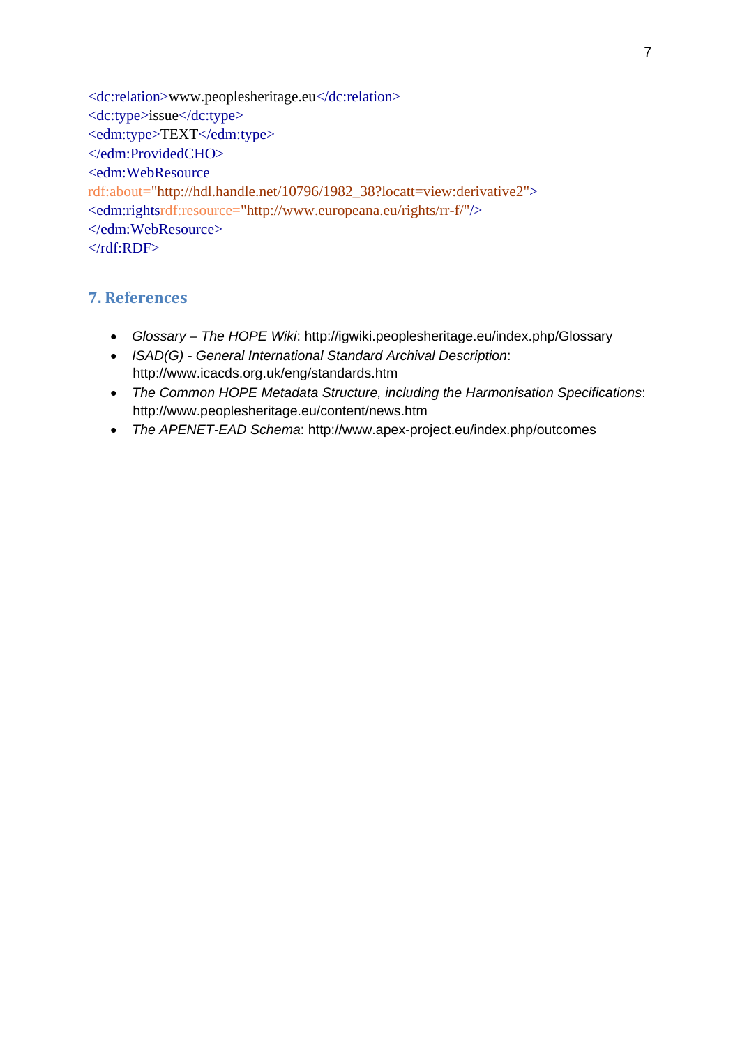```
<dc:relation>www.peoplesheritage.eu</dc:relation>
<dc:type>issue</dc:type>
<edm:type>TEXT</edm:type>
</edm:ProvidedCHO>
<edm:WebResource
rdf:about="http://hdl.handle.net/10796/1982_38?locatt=view:derivative2">
<edm:rightsrdf:resource="http://www.europeana.eu/rights/rr-f/"/>
</edm:WebResource>
</rdf:RDF>
```

## 7. References

- *Glossary – The HOPE Wiki*: http://igwiki.peoplesheritage.eu/index.php/Glossary
- *ISAD(G) - General International Standard Archival Description*: http://www.icacds.org.uk/eng/standards.htm
- *The Common HOPE Metadata Structure, including the Harmonisation Specifications*: http://www.peoplesheritage.eu/content/news.htm
- *The APENET-EAD Schema*: http://www.apex-project.eu/index.php/outcomes